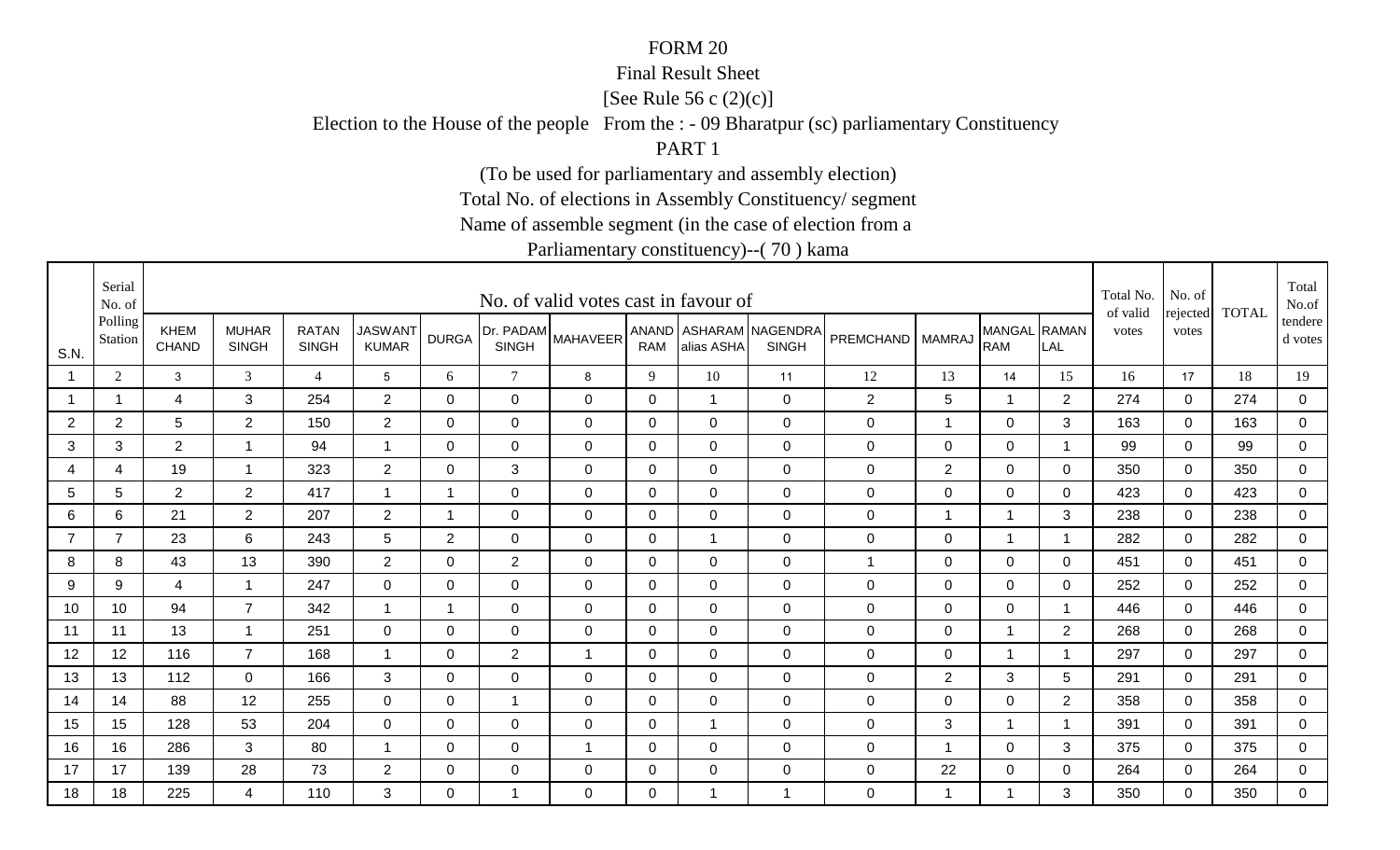FORM 20

Final Result Sheet

[See Rule 56 c (2)(c)]

Election to the House of the people From the : - 09 Bharatpur (sc) parliamentary Constituency

PART 1

(To be used for parliamentary and assembly election)

Total No. of elections in Assembly Constituency/ segment

Name of assemble segment (in the case of election from a

Parliamentary constituency)--( 70 ) kama

| S.N. | Serial No. of Polling Station | No. of valid votes cast in favour of | | | | | | | | | | | | | | Total No. of valid votes | No. of rejected votes | TOTAL | Total No.of tendered votes |
|---|---|---|---|---|---|---|---|---|---|---|---|---|---|---|---|---|---|---|---|
| | | KHEM CHAND | MUHAR SINGH | RATAN SINGH | JASWANT KUMAR | DURGA | Dr. PADAM SINGH | MAHAVEER | ANAND RAM | ASHARAM alias ASHA | NAGENDRA SINGH | PREMCHAND | MAMRAJ | MANGAL RAM | RAMAN LAL | | | | |
| 1 | 2 | 3 | 3 | 4 | 5 | 6 | 7 | 8 | 9 | 10 | 11 | 12 | 13 | 14 | 15 | 16 | 17 | 18 | 19 |
| 1 | 1 | 4 | 3 | 254 | 2 | 0 | 0 | 0 | 0 | 1 | 0 | 2 | 5 | 1 | 2 | 274 | 0 | 274 | 0 |
| 2 | 2 | 5 | 2 | 150 | 2 | 0 | 0 | 0 | 0 | 0 | 0 | 0 | 1 | 0 | 3 | 163 | 0 | 163 | 0 |
| 3 | 3 | 2 | 1 | 94 | 1 | 0 | 0 | 0 | 0 | 0 | 0 | 0 | 0 | 0 | 1 | 99 | 0 | 99 | 0 |
| 4 | 4 | 19 | 1 | 323 | 2 | 0 | 3 | 0 | 0 | 0 | 0 | 0 | 2 | 0 | 0 | 350 | 0 | 350 | 0 |
| 5 | 5 | 2 | 2 | 417 | 1 | 1 | 0 | 0 | 0 | 0 | 0 | 0 | 0 | 0 | 0 | 423 | 0 | 423 | 0 |
| 6 | 6 | 21 | 2 | 207 | 2 | 1 | 0 | 0 | 0 | 0 | 0 | 0 | 1 | 1 | 3 | 238 | 0 | 238 | 0 |
| 7 | 7 | 23 | 6 | 243 | 5 | 2 | 0 | 0 | 0 | 1 | 0 | 0 | 0 | 1 | 1 | 282 | 0 | 282 | 0 |
| 8 | 8 | 43 | 13 | 390 | 2 | 0 | 2 | 0 | 0 | 0 | 0 | 1 | 0 | 0 | 0 | 451 | 0 | 451 | 0 |
| 9 | 9 | 4 | 1 | 247 | 0 | 0 | 0 | 0 | 0 | 0 | 0 | 0 | 0 | 0 | 0 | 252 | 0 | 252 | 0 |
| 10 | 10 | 94 | 7 | 342 | 1 | 1 | 0 | 0 | 0 | 0 | 0 | 0 | 0 | 0 | 1 | 446 | 0 | 446 | 0 |
| 11 | 11 | 13 | 1 | 251 | 0 | 0 | 0 | 0 | 0 | 0 | 0 | 0 | 0 | 1 | 2 | 268 | 0 | 268 | 0 |
| 12 | 12 | 116 | 7 | 168 | 1 | 0 | 2 | 1 | 0 | 0 | 0 | 0 | 0 | 1 | 1 | 297 | 0 | 297 | 0 |
| 13 | 13 | 112 | 0 | 166 | 3 | 0 | 0 | 0 | 0 | 0 | 0 | 0 | 2 | 3 | 5 | 291 | 0 | 291 | 0 |
| 14 | 14 | 88 | 12 | 255 | 0 | 0 | 1 | 0 | 0 | 0 | 0 | 0 | 0 | 0 | 2 | 358 | 0 | 358 | 0 |
| 15 | 15 | 128 | 53 | 204 | 0 | 0 | 0 | 0 | 0 | 1 | 0 | 0 | 3 | 1 | 1 | 391 | 0 | 391 | 0 |
| 16 | 16 | 286 | 3 | 80 | 1 | 0 | 0 | 1 | 0 | 0 | 0 | 0 | 1 | 0 | 3 | 375 | 0 | 375 | 0 |
| 17 | 17 | 139 | 28 | 73 | 2 | 0 | 0 | 0 | 0 | 0 | 0 | 0 | 22 | 0 | 0 | 264 | 0 | 264 | 0 |
| 18 | 18 | 225 | 4 | 110 | 3 | 0 | 1 | 0 | 0 | 1 | 1 | 0 | 1 | 1 | 3 | 350 | 0 | 350 | 0 |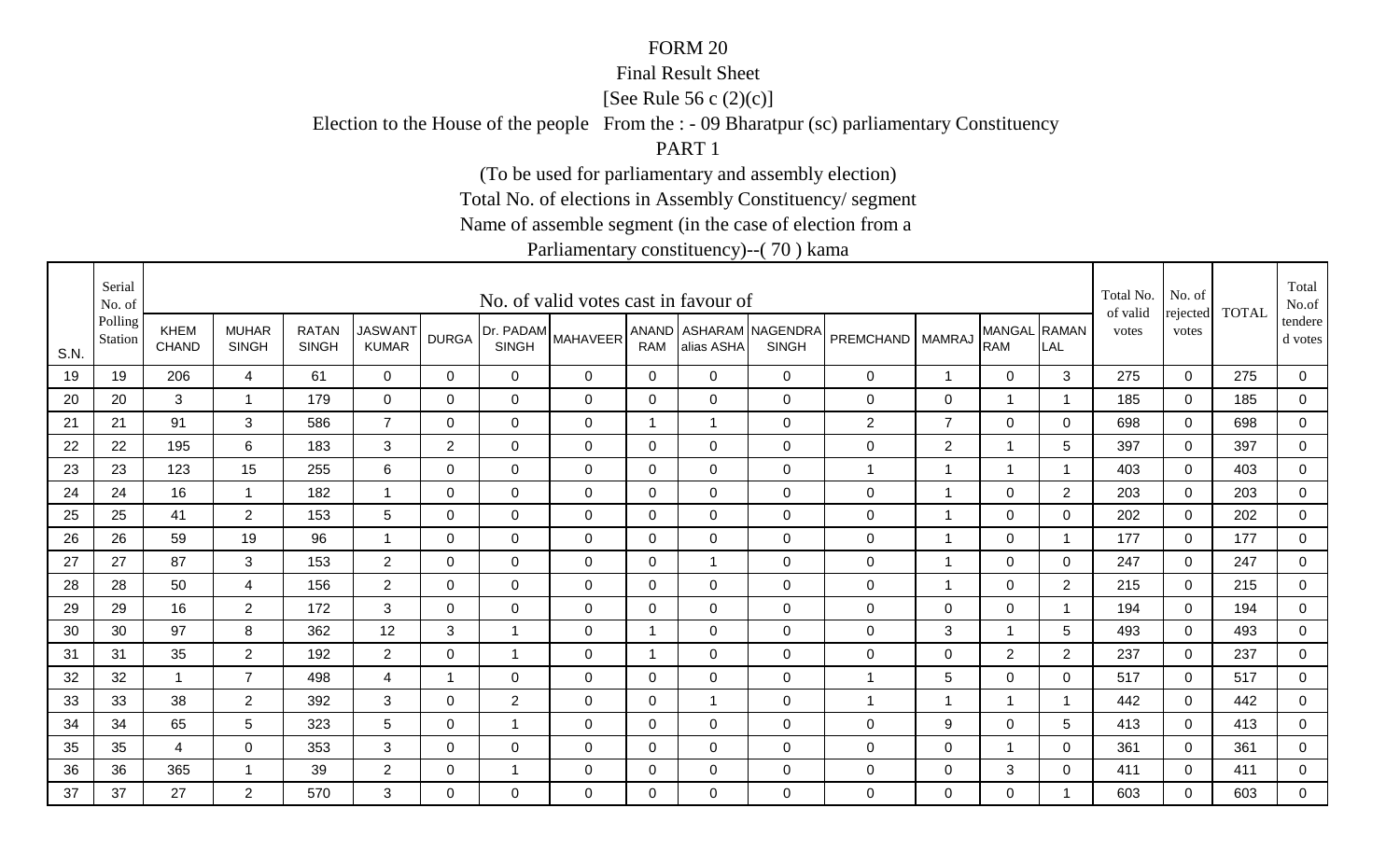FORM 20

Final Result Sheet

[See Rule 56 c (2)(c)]

Election to the House of the people From the : - 09 Bharatpur (sc) parliamentary Constituency

PART 1

(To be used for parliamentary and assembly election)

Total No. of elections in Assembly Constituency/ segment

Name of assemble segment (in the case of election from a

Parliamentary constituency)--( 70 ) kama

| S.N. | Serial No. of Polling Station | No. of valid votes cast in favour of | | | | | | | | | | | | | | Total No. of valid votes | No. of rejected votes | TOTAL | Total No.of tendered votes |
|---|---|---|---|---|---|---|---|---|---|---|---|---|---|---|---|---|---|---|---|
| | | KHEM CHAND | MUHAR SINGH | RATAN SINGH | JASWANT KUMAR | DURGA | Dr. PADAM SINGH | MAHAVEER | ANAND RAM | ASHARAM alias ASHA | NAGENDRA SINGH | PREMCHAND | MAMRAJ | MANGAL RAM | RAMAN LAL | | | | |
| 19 | 19 | 206 | 4 | 61 | 0 | 0 | 0 | 0 | 0 | 0 | 0 | 0 | 1 | 0 | 3 | 275 | 0 | 275 | 0 |
| 20 | 20 | 3 | 1 | 179 | 0 | 0 | 0 | 0 | 0 | 0 | 0 | 0 | 0 | 1 | 1 | 185 | 0 | 185 | 0 |
| 21 | 21 | 91 | 3 | 586 | 7 | 0 | 0 | 0 | 1 | 1 | 0 | 2 | 7 | 0 | 0 | 698 | 0 | 698 | 0 |
| 22 | 22 | 195 | 6 | 183 | 3 | 2 | 0 | 0 | 0 | 0 | 0 | 0 | 2 | 1 | 5 | 397 | 0 | 397 | 0 |
| 23 | 23 | 123 | 15 | 255 | 6 | 0 | 0 | 0 | 0 | 0 | 0 | 1 | 1 | 1 | 1 | 403 | 0 | 403 | 0 |
| 24 | 24 | 16 | 1 | 182 | 1 | 0 | 0 | 0 | 0 | 0 | 0 | 0 | 1 | 0 | 2 | 203 | 0 | 203 | 0 |
| 25 | 25 | 41 | 2 | 153 | 5 | 0 | 0 | 0 | 0 | 0 | 0 | 0 | 1 | 0 | 0 | 202 | 0 | 202 | 0 |
| 26 | 26 | 59 | 19 | 96 | 1 | 0 | 0 | 0 | 0 | 0 | 0 | 0 | 1 | 0 | 1 | 177 | 0 | 177 | 0 |
| 27 | 27 | 87 | 3 | 153 | 2 | 0 | 0 | 0 | 0 | 1 | 0 | 0 | 1 | 0 | 0 | 247 | 0 | 247 | 0 |
| 28 | 28 | 50 | 4 | 156 | 2 | 0 | 0 | 0 | 0 | 0 | 0 | 0 | 1 | 0 | 2 | 215 | 0 | 215 | 0 |
| 29 | 29 | 16 | 2 | 172 | 3 | 0 | 0 | 0 | 0 | 0 | 0 | 0 | 0 | 0 | 1 | 194 | 0 | 194 | 0 |
| 30 | 30 | 97 | 8 | 362 | 12 | 3 | 1 | 0 | 1 | 0 | 0 | 0 | 3 | 1 | 5 | 493 | 0 | 493 | 0 |
| 31 | 31 | 35 | 2 | 192 | 2 | 0 | 1 | 0 | 1 | 0 | 0 | 0 | 0 | 2 | 2 | 237 | 0 | 237 | 0 |
| 32 | 32 | 1 | 7 | 498 | 4 | 1 | 0 | 0 | 0 | 0 | 0 | 1 | 5 | 0 | 0 | 517 | 0 | 517 | 0 |
| 33 | 33 | 38 | 2 | 392 | 3 | 0 | 2 | 0 | 0 | 1 | 0 | 1 | 1 | 1 | 1 | 442 | 0 | 442 | 0 |
| 34 | 34 | 65 | 5 | 323 | 5 | 0 | 1 | 0 | 0 | 0 | 0 | 0 | 9 | 0 | 5 | 413 | 0 | 413 | 0 |
| 35 | 35 | 4 | 0 | 353 | 3 | 0 | 0 | 0 | 0 | 0 | 0 | 0 | 0 | 1 | 0 | 361 | 0 | 361 | 0 |
| 36 | 36 | 365 | 1 | 39 | 2 | 0 | 1 | 0 | 0 | 0 | 0 | 0 | 0 | 3 | 0 | 411 | 0 | 411 | 0 |
| 37 | 37 | 27 | 2 | 570 | 3 | 0 | 0 | 0 | 0 | 0 | 0 | 0 | 0 | 0 | 1 | 603 | 0 | 603 | 0 |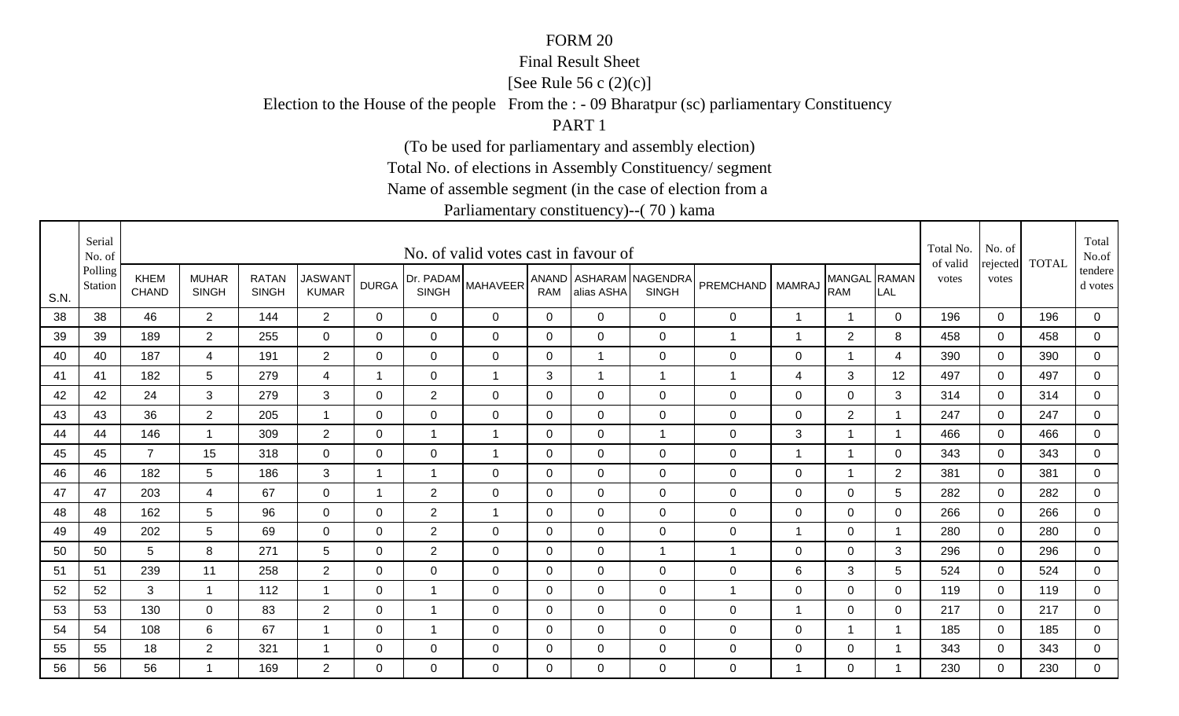FORM 20

Final Result Sheet

[See Rule 56 c (2)(c)]

Election to the House of the people From the : - 09 Bharatpur (sc) parliamentary Constituency

PART 1

(To be used for parliamentary and assembly election)

Total No. of elections in Assembly Constituency/ segment

Name of assemble segment (in the case of election from a

Parliamentary constituency)--( 70 ) kama

| S.N. | Serial No. of Polling Station | No. of valid votes cast in favour of | | | | | | | | | | | | | | Total No. of valid votes | No. of rejected votes | TOTAL | Total No.of tendered votes |
|---|---|---|---|---|---|---|---|---|---|---|---|---|---|---|---|---|---|---|---|
| | | KHEM CHAND | MUHAR SINGH | RATAN SINGH | JASWANT KUMAR | DURGA | Dr. PADAM SINGH | MAHAVEER | ANAND RAM | ASHARAM alias ASHA | NAGENDRA SINGH | PREMCHAND | MAMRAJ | MANGAL RAM | RAMAN LAL | | | | |
| 38 | 38 | 46 | 2 | 144 | 2 | 0 | 0 | 0 | 0 | 0 | 0 | 0 | 1 | 1 | 0 | 196 | 0 | 196 | 0 |
| 39 | 39 | 189 | 2 | 255 | 0 | 0 | 0 | 0 | 0 | 0 | 0 | 1 | 1 | 2 | 8 | 458 | 0 | 458 | 0 |
| 40 | 40 | 187 | 4 | 191 | 2 | 0 | 0 | 0 | 0 | 1 | 0 | 0 | 0 | 1 | 4 | 390 | 0 | 390 | 0 |
| 41 | 41 | 182 | 5 | 279 | 4 | 1 | 0 | 1 | 3 | 1 | 1 | 1 | 4 | 3 | 12 | 497 | 0 | 497 | 0 |
| 42 | 42 | 24 | 3 | 279 | 3 | 0 | 2 | 0 | 0 | 0 | 0 | 0 | 0 | 0 | 3 | 314 | 0 | 314 | 0 |
| 43 | 43 | 36 | 2 | 205 | 1 | 0 | 0 | 0 | 0 | 0 | 0 | 0 | 0 | 2 | 1 | 247 | 0 | 247 | 0 |
| 44 | 44 | 146 | 1 | 309 | 2 | 0 | 1 | 1 | 0 | 0 | 1 | 0 | 3 | 1 | 1 | 466 | 0 | 466 | 0 |
| 45 | 45 | 7 | 15 | 318 | 0 | 0 | 0 | 1 | 0 | 0 | 0 | 0 | 1 | 1 | 0 | 343 | 0 | 343 | 0 |
| 46 | 46 | 182 | 5 | 186 | 3 | 1 | 1 | 0 | 0 | 0 | 0 | 0 | 0 | 1 | 2 | 381 | 0 | 381 | 0 |
| 47 | 47 | 203 | 4 | 67 | 0 | 1 | 2 | 0 | 0 | 0 | 0 | 0 | 0 | 0 | 5 | 282 | 0 | 282 | 0 |
| 48 | 48 | 162 | 5 | 96 | 0 | 0 | 2 | 1 | 0 | 0 | 0 | 0 | 0 | 0 | 0 | 266 | 0 | 266 | 0 |
| 49 | 49 | 202 | 5 | 69 | 0 | 0 | 2 | 0 | 0 | 0 | 0 | 0 | 1 | 0 | 1 | 280 | 0 | 280 | 0 |
| 50 | 50 | 5 | 8 | 271 | 5 | 0 | 2 | 0 | 0 | 0 | 1 | 1 | 0 | 0 | 3 | 296 | 0 | 296 | 0 |
| 51 | 51 | 239 | 11 | 258 | 2 | 0 | 0 | 0 | 0 | 0 | 0 | 0 | 6 | 3 | 5 | 524 | 0 | 524 | 0 |
| 52 | 52 | 3 | 1 | 112 | 1 | 0 | 1 | 0 | 0 | 0 | 0 | 1 | 0 | 0 | 0 | 119 | 0 | 119 | 0 |
| 53 | 53 | 130 | 0 | 83 | 2 | 0 | 1 | 0 | 0 | 0 | 0 | 0 | 1 | 0 | 0 | 217 | 0 | 217 | 0 |
| 54 | 54 | 108 | 6 | 67 | 1 | 0 | 1 | 0 | 0 | 0 | 0 | 0 | 0 | 1 | 1 | 185 | 0 | 185 | 0 |
| 55 | 55 | 18 | 2 | 321 | 1 | 0 | 0 | 0 | 0 | 0 | 0 | 0 | 0 | 0 | 1 | 343 | 0 | 343 | 0 |
| 56 | 56 | 56 | 1 | 169 | 2 | 0 | 0 | 0 | 0 | 0 | 0 | 0 | 1 | 0 | 1 | 230 | 0 | 230 | 0 |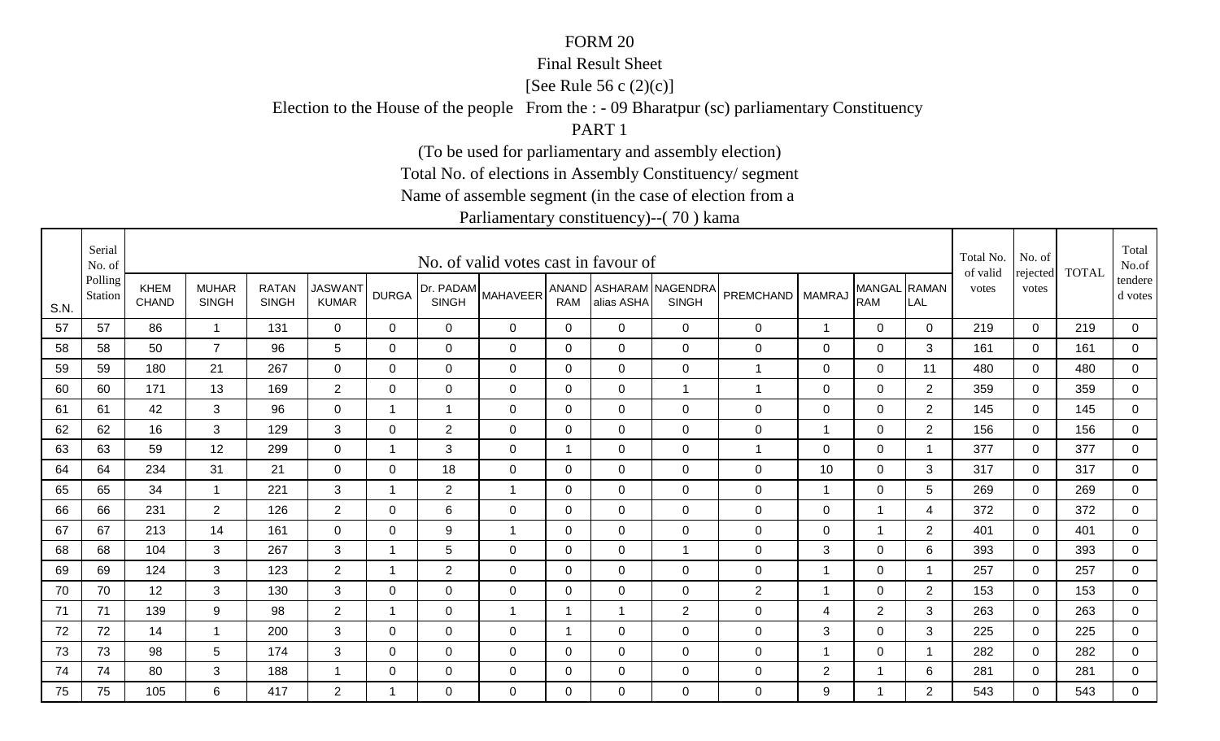FORM 20

Final Result Sheet

[See Rule 56 c (2)(c)]

Election to the House of the people From the : - 09 Bharatpur (sc) parliamentary Constituency

PART 1

(To be used for parliamentary and assembly election)

Total No. of elections in Assembly Constituency/ segment

Name of assemble segment (in the case of election from a

Parliamentary constituency)--( 70 ) kama

| S.N. | Serial No. of Polling Station | No. of valid votes cast in favour of | | | | | | | | | | | | | | Total No. of valid votes | No. of rejected votes | TOTAL | Total No.of tendered votes |
|---|---|---|---|---|---|---|---|---|---|---|---|---|---|---|---|---|---|---|---|
| | | KHEM CHAND | MUHAR SINGH | RATAN SINGH | JASWANT KUMAR | DURGA | Dr. PADAM SINGH | MAHAVEER | ANAND RAM | ASHARAM alias ASHA | NAGENDRA SINGH | PREMCHAND | MAMRAJ | MANGAL RAM | RAMAN LAL | | | | |
| 57 | 57 | 86 | 1 | 131 | 0 | 0 | 0 | 0 | 0 | 0 | 0 | 0 | 1 | 0 | 0 | 219 | 0 | 219 | 0 |
| 58 | 58 | 50 | 7 | 96 | 5 | 0 | 0 | 0 | 0 | 0 | 0 | 0 | 0 | 0 | 3 | 161 | 0 | 161 | 0 |
| 59 | 59 | 180 | 21 | 267 | 0 | 0 | 0 | 0 | 0 | 0 | 0 | 1 | 0 | 0 | 11 | 480 | 0 | 480 | 0 |
| 60 | 60 | 171 | 13 | 169 | 2 | 0 | 0 | 0 | 0 | 0 | 1 | 1 | 0 | 0 | 2 | 359 | 0 | 359 | 0 |
| 61 | 61 | 42 | 3 | 96 | 0 | 1 | 1 | 0 | 0 | 0 | 0 | 0 | 0 | 0 | 2 | 145 | 0 | 145 | 0 |
| 62 | 62 | 16 | 3 | 129 | 3 | 0 | 2 | 0 | 0 | 0 | 0 | 0 | 1 | 0 | 2 | 156 | 0 | 156 | 0 |
| 63 | 63 | 59 | 12 | 299 | 0 | 1 | 3 | 0 | 1 | 0 | 0 | 1 | 0 | 0 | 1 | 377 | 0 | 377 | 0 |
| 64 | 64 | 234 | 31 | 21 | 0 | 0 | 18 | 0 | 0 | 0 | 0 | 0 | 10 | 0 | 3 | 317 | 0 | 317 | 0 |
| 65 | 65 | 34 | 1 | 221 | 3 | 1 | 2 | 1 | 0 | 0 | 0 | 0 | 1 | 0 | 5 | 269 | 0 | 269 | 0 |
| 66 | 66 | 231 | 2 | 126 | 2 | 0 | 6 | 0 | 0 | 0 | 0 | 0 | 0 | 1 | 4 | 372 | 0 | 372 | 0 |
| 67 | 67 | 213 | 14 | 161 | 0 | 0 | 9 | 1 | 0 | 0 | 0 | 0 | 0 | 1 | 2 | 401 | 0 | 401 | 0 |
| 68 | 68 | 104 | 3 | 267 | 3 | 1 | 5 | 0 | 0 | 0 | 1 | 0 | 3 | 0 | 6 | 393 | 0 | 393 | 0 |
| 69 | 69 | 124 | 3 | 123 | 2 | 1 | 2 | 0 | 0 | 0 | 0 | 0 | 1 | 0 | 1 | 257 | 0 | 257 | 0 |
| 70 | 70 | 12 | 3 | 130 | 3 | 0 | 0 | 0 | 0 | 0 | 0 | 2 | 1 | 0 | 2 | 153 | 0 | 153 | 0 |
| 71 | 71 | 139 | 9 | 98 | 2 | 1 | 0 | 1 | 1 | 1 | 2 | 0 | 4 | 2 | 3 | 263 | 0 | 263 | 0 |
| 72 | 72 | 14 | 1 | 200 | 3 | 0 | 0 | 0 | 1 | 0 | 0 | 0 | 3 | 0 | 3 | 225 | 0 | 225 | 0 |
| 73 | 73 | 98 | 5 | 174 | 3 | 0 | 0 | 0 | 0 | 0 | 0 | 0 | 1 | 0 | 1 | 282 | 0 | 282 | 0 |
| 74 | 74 | 80 | 3 | 188 | 1 | 0 | 0 | 0 | 0 | 0 | 0 | 0 | 2 | 1 | 6 | 281 | 0 | 281 | 0 |
| 75 | 75 | 105 | 6 | 417 | 2 | 1 | 0 | 0 | 0 | 0 | 0 | 0 | 9 | 1 | 2 | 543 | 0 | 543 | 0 |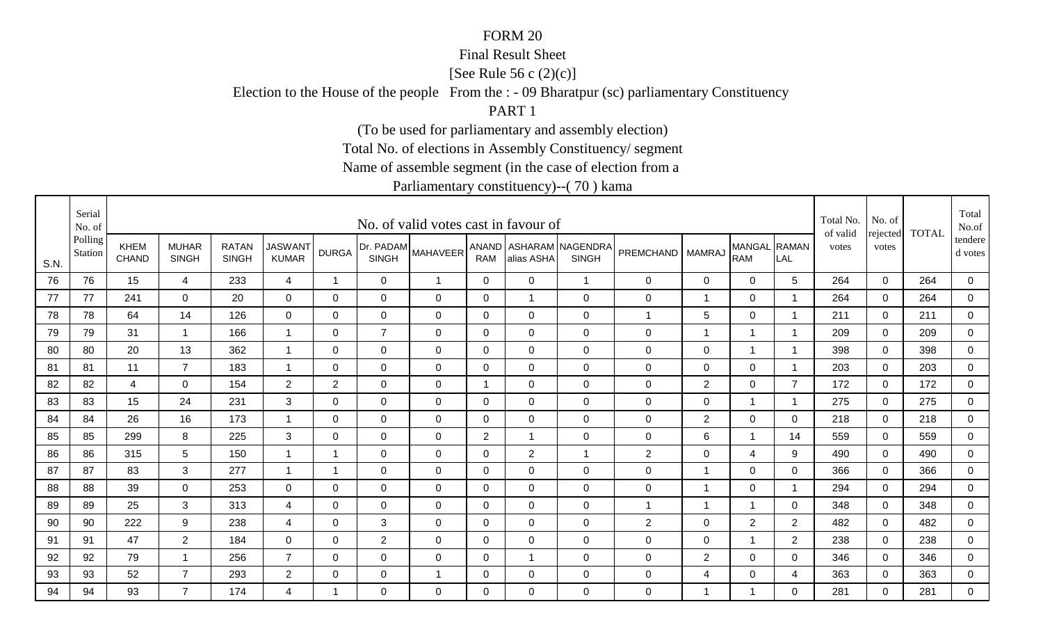FORM 20

Final Result Sheet

[See Rule 56 c (2)(c)]

Election to the House of the people From the : - 09 Bharatpur (sc) parliamentary Constituency

PART 1

(To be used for parliamentary and assembly election)

Total No. of elections in Assembly Constituency/ segment

Name of assemble segment (in the case of election from a

Parliamentary constituency)--( 70 ) kama

| S.N. | Serial No. of Polling Station | No. of valid votes cast in favour of | | | | | | | | | | | | | | Total No. of valid votes | No. of rejected votes | TOTAL | Total No.of tendered votes |
|---|---|---|---|---|---|---|---|---|---|---|---|---|---|---|---|---|---|---|---|
| | | KHEM CHAND | MUHAR SINGH | RATAN SINGH | JASWANT KUMAR | DURGA | Dr. PADAM SINGH | MAHAVEER | ANAND RAM | ASHARAM alias ASHA | NAGENDRA SINGH | PREMCHAND | MAMRAJ | MANGAL RAM | RAMAN LAL | | | | |
| 76 | 76 | 15 | 4 | 233 | 4 | 1 | 0 | 1 | 0 | 0 | 1 | 0 | 0 | 0 | 5 | 264 | 0 | 264 | 0 |
| 77 | 77 | 241 | 0 | 20 | 0 | 0 | 0 | 0 | 0 | 1 | 0 | 0 | 1 | 0 | 1 | 264 | 0 | 264 | 0 |
| 78 | 78 | 64 | 14 | 126 | 0 | 0 | 0 | 0 | 0 | 0 | 0 | 1 | 5 | 0 | 1 | 211 | 0 | 211 | 0 |
| 79 | 79 | 31 | 1 | 166 | 1 | 0 | 7 | 0 | 0 | 0 | 0 | 0 | 1 | 1 | 1 | 209 | 0 | 209 | 0 |
| 80 | 80 | 20 | 13 | 362 | 1 | 0 | 0 | 0 | 0 | 0 | 0 | 0 | 0 | 1 | 1 | 398 | 0 | 398 | 0 |
| 81 | 81 | 11 | 7 | 183 | 1 | 0 | 0 | 0 | 0 | 0 | 0 | 0 | 0 | 0 | 1 | 203 | 0 | 203 | 0 |
| 82 | 82 | 4 | 0 | 154 | 2 | 2 | 0 | 0 | 1 | 0 | 0 | 0 | 2 | 0 | 7 | 172 | 0 | 172 | 0 |
| 83 | 83 | 15 | 24 | 231 | 3 | 0 | 0 | 0 | 0 | 0 | 0 | 0 | 0 | 1 | 1 | 275 | 0 | 275 | 0 |
| 84 | 84 | 26 | 16 | 173 | 1 | 0 | 0 | 0 | 0 | 0 | 0 | 0 | 2 | 0 | 0 | 218 | 0 | 218 | 0 |
| 85 | 85 | 299 | 8 | 225 | 3 | 0 | 0 | 0 | 2 | 1 | 0 | 0 | 6 | 1 | 14 | 559 | 0 | 559 | 0 |
| 86 | 86 | 315 | 5 | 150 | 1 | 1 | 0 | 0 | 0 | 2 | 1 | 2 | 0 | 4 | 9 | 490 | 0 | 490 | 0 |
| 87 | 87 | 83 | 3 | 277 | 1 | 1 | 0 | 0 | 0 | 0 | 0 | 0 | 1 | 0 | 0 | 366 | 0 | 366 | 0 |
| 88 | 88 | 39 | 0 | 253 | 0 | 0 | 0 | 0 | 0 | 0 | 0 | 0 | 1 | 0 | 1 | 294 | 0 | 294 | 0 |
| 89 | 89 | 25 | 3 | 313 | 4 | 0 | 0 | 0 | 0 | 0 | 0 | 1 | 1 | 1 | 0 | 348 | 0 | 348 | 0 |
| 90 | 90 | 222 | 9 | 238 | 4 | 0 | 3 | 0 | 0 | 0 | 0 | 2 | 0 | 2 | 2 | 482 | 0 | 482 | 0 |
| 91 | 91 | 47 | 2 | 184 | 0 | 0 | 2 | 0 | 0 | 0 | 0 | 0 | 0 | 1 | 2 | 238 | 0 | 238 | 0 |
| 92 | 92 | 79 | 1 | 256 | 7 | 0 | 0 | 0 | 0 | 1 | 0 | 0 | 2 | 0 | 0 | 346 | 0 | 346 | 0 |
| 93 | 93 | 52 | 7 | 293 | 2 | 0 | 0 | 1 | 0 | 0 | 0 | 0 | 4 | 0 | 4 | 363 | 0 | 363 | 0 |
| 94 | 94 | 93 | 7 | 174 | 4 | 1 | 0 | 0 | 0 | 0 | 0 | 0 | 1 | 1 | 0 | 281 | 0 | 281 | 0 |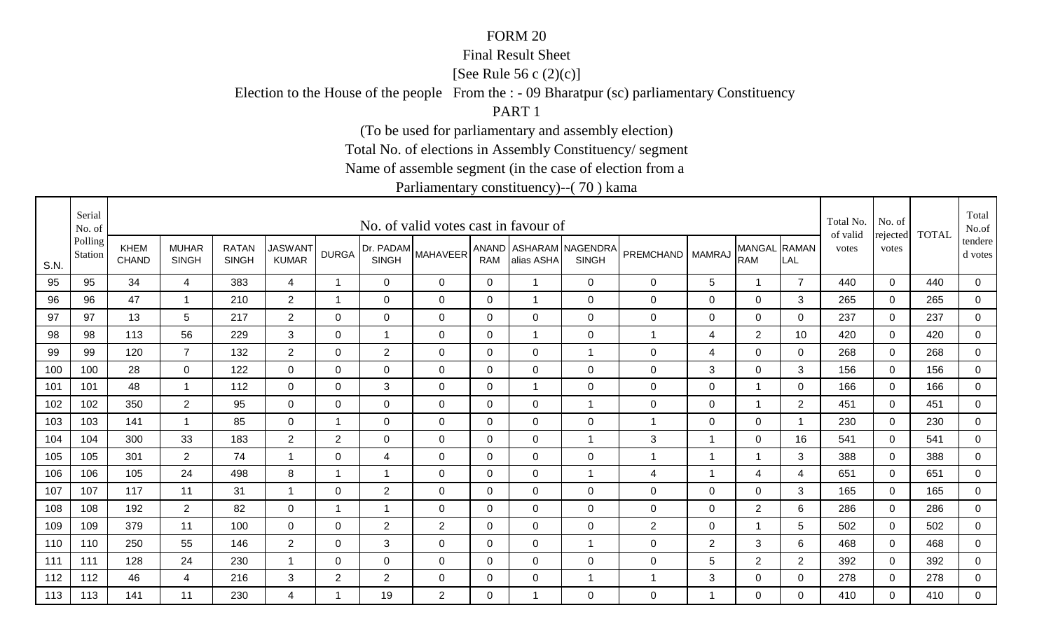FORM 20

Final Result Sheet

[See Rule 56 c (2)(c)]

Election to the House of the people From the : - 09 Bharatpur (sc) parliamentary Constituency

PART 1

(To be used for parliamentary and assembly election)

Total No. of elections in Assembly Constituency/ segment

Name of assemble segment (in the case of election from a

Parliamentary constituency)--( 70 ) kama

| S.N. | Serial No. of Polling Station | No. of valid votes cast in favour of | | | | | | | | | | | | | | Total No. of valid votes | No. of rejected votes | TOTAL | Total No.of tendered votes |
|---|---|---|---|---|---|---|---|---|---|---|---|---|---|---|---|---|---|---|---|
| | | KHEM CHAND | MUHAR SINGH | RATAN SINGH | JASWANT KUMAR | DURGA | Dr. PADAM SINGH | MAHAVEER | ANAND RAM | ASHARAM alias ASHA | NAGENDRA SINGH | PREMCHAND | MAMRAJ | MANGAL RAM | RAMAN LAL | | | | |
| 95 | 95 | 34 | 4 | 383 | 4 | 1 | 0 | 0 | 0 | 1 | 0 | 0 | 5 | 1 | 7 | 440 | 0 | 440 | 0 |
| 96 | 96 | 47 | 1 | 210 | 2 | 1 | 0 | 0 | 0 | 1 | 0 | 0 | 0 | 0 | 3 | 265 | 0 | 265 | 0 |
| 97 | 97 | 13 | 5 | 217 | 2 | 0 | 0 | 0 | 0 | 0 | 0 | 0 | 0 | 0 | 0 | 237 | 0 | 237 | 0 |
| 98 | 98 | 113 | 56 | 229 | 3 | 0 | 1 | 0 | 0 | 1 | 0 | 1 | 4 | 2 | 10 | 420 | 0 | 420 | 0 |
| 99 | 99 | 120 | 7 | 132 | 2 | 0 | 2 | 0 | 0 | 0 | 1 | 0 | 4 | 0 | 0 | 268 | 0 | 268 | 0 |
| 100 | 100 | 28 | 0 | 122 | 0 | 0 | 0 | 0 | 0 | 0 | 0 | 0 | 3 | 0 | 3 | 156 | 0 | 156 | 0 |
| 101 | 101 | 48 | 1 | 112 | 0 | 0 | 3 | 0 | 0 | 1 | 0 | 0 | 0 | 1 | 0 | 166 | 0 | 166 | 0 |
| 102 | 102 | 350 | 2 | 95 | 0 | 0 | 0 | 0 | 0 | 0 | 1 | 0 | 0 | 1 | 2 | 451 | 0 | 451 | 0 |
| 103 | 103 | 141 | 1 | 85 | 0 | 1 | 0 | 0 | 0 | 0 | 0 | 1 | 0 | 0 | 1 | 230 | 0 | 230 | 0 |
| 104 | 104 | 300 | 33 | 183 | 2 | 2 | 0 | 0 | 0 | 0 | 1 | 3 | 1 | 0 | 16 | 541 | 0 | 541 | 0 |
| 105 | 105 | 301 | 2 | 74 | 1 | 0 | 4 | 0 | 0 | 0 | 0 | 1 | 1 | 1 | 3 | 388 | 0 | 388 | 0 |
| 106 | 106 | 105 | 24 | 498 | 8 | 1 | 1 | 0 | 0 | 0 | 1 | 4 | 1 | 4 | 4 | 651 | 0 | 651 | 0 |
| 107 | 107 | 117 | 11 | 31 | 1 | 0 | 2 | 0 | 0 | 0 | 0 | 0 | 0 | 0 | 3 | 165 | 0 | 165 | 0 |
| 108 | 108 | 192 | 2 | 82 | 0 | 1 | 1 | 0 | 0 | 0 | 0 | 0 | 0 | 2 | 6 | 286 | 0 | 286 | 0 |
| 109 | 109 | 379 | 11 | 100 | 0 | 0 | 2 | 2 | 0 | 0 | 0 | 2 | 0 | 1 | 5 | 502 | 0 | 502 | 0 |
| 110 | 110 | 250 | 55 | 146 | 2 | 0 | 3 | 0 | 0 | 0 | 1 | 0 | 2 | 3 | 6 | 468 | 0 | 468 | 0 |
| 111 | 111 | 128 | 24 | 230 | 1 | 0 | 0 | 0 | 0 | 0 | 0 | 0 | 5 | 2 | 2 | 392 | 0 | 392 | 0 |
| 112 | 112 | 46 | 4 | 216 | 3 | 2 | 2 | 0 | 0 | 0 | 1 | 1 | 3 | 0 | 0 | 278 | 0 | 278 | 0 |
| 113 | 113 | 141 | 11 | 230 | 4 | 1 | 19 | 2 | 0 | 1 | 0 | 0 | 1 | 0 | 0 | 410 | 0 | 410 | 0 |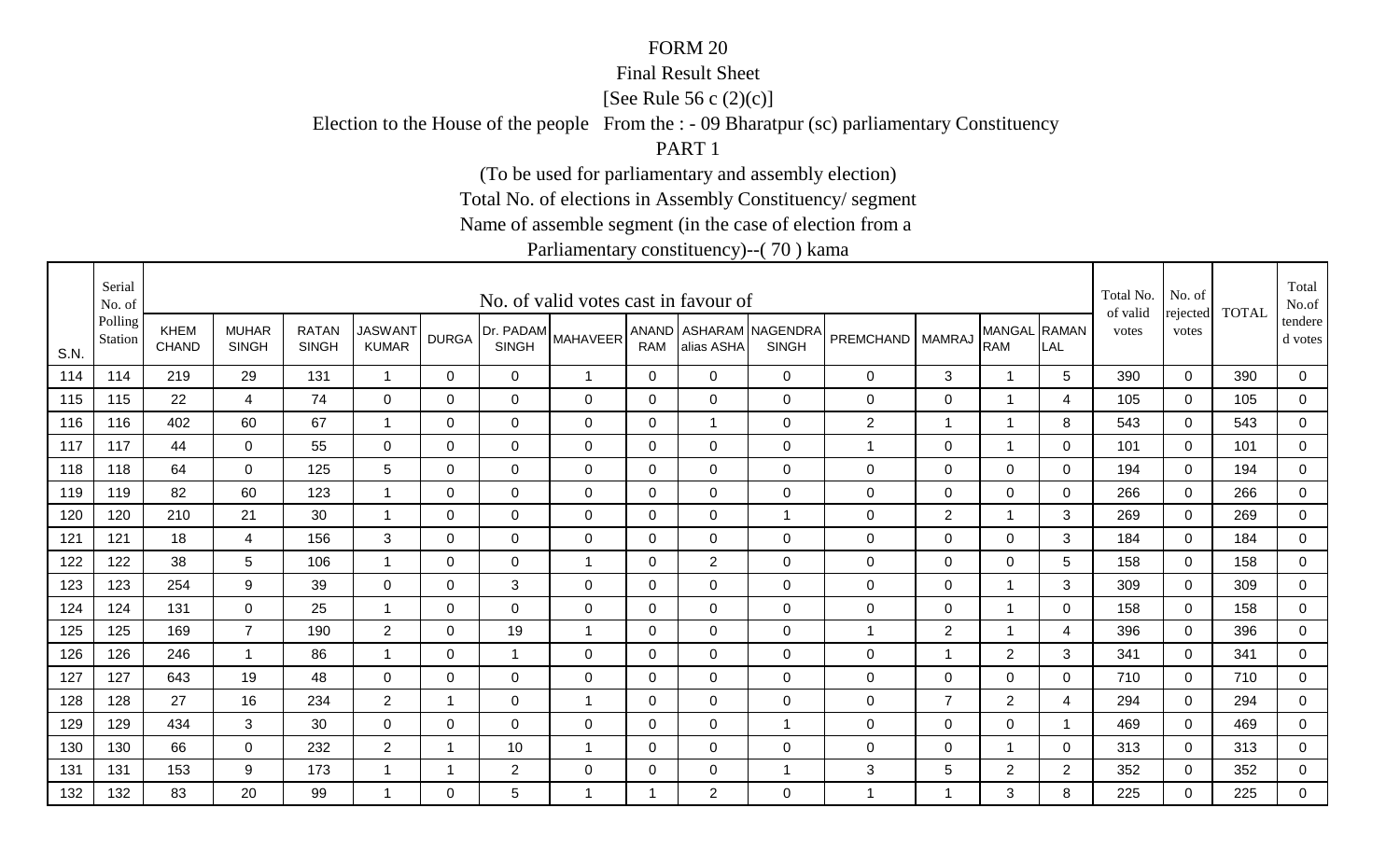FORM 20

Final Result Sheet

[See Rule 56 c (2)(c)]

Election to the House of the people From the : - 09 Bharatpur (sc) parliamentary Constituency

PART 1

(To be used for parliamentary and assembly election)

Total No. of elections in Assembly Constituency/ segment

Name of assemble segment (in the case of election from a

Parliamentary constituency)--( 70 ) kama

| S.N. | Serial No. of Polling Station | No. of valid votes cast in favour of | | | | | | | | | | | | | | Total No. of valid votes | No. of rejected votes | TOTAL | Total No.of tendered votes |
|---|---|---|---|---|---|---|---|---|---|---|---|---|---|---|---|---|---|---|---|
| | | KHEM CHAND | MUHAR SINGH | RATAN SINGH | JASWANT KUMAR | DURGA | Dr. PADAM SINGH | MAHAVEER | ANAND RAM | ASHARAM alias ASHA | NAGENDRA SINGH | PREMCHAND | MAMRAJ | MANGAL RAM | RAMAN LAL | | | | |
| 114 | 114 | 219 | 29 | 131 | 1 | 0 | 0 | 1 | 0 | 0 | 0 | 0 | 3 | 1 | 5 | 390 | 0 | 390 | 0 |
| 115 | 115 | 22 | 4 | 74 | 0 | 0 | 0 | 0 | 0 | 0 | 0 | 0 | 0 | 1 | 4 | 105 | 0 | 105 | 0 |
| 116 | 116 | 402 | 60 | 67 | 1 | 0 | 0 | 0 | 0 | 1 | 0 | 2 | 1 | 1 | 8 | 543 | 0 | 543 | 0 |
| 117 | 117 | 44 | 0 | 55 | 0 | 0 | 0 | 0 | 0 | 0 | 0 | 1 | 0 | 1 | 0 | 101 | 0 | 101 | 0 |
| 118 | 118 | 64 | 0 | 125 | 5 | 0 | 0 | 0 | 0 | 0 | 0 | 0 | 0 | 0 | 0 | 194 | 0 | 194 | 0 |
| 119 | 119 | 82 | 60 | 123 | 1 | 0 | 0 | 0 | 0 | 0 | 0 | 0 | 0 | 0 | 0 | 266 | 0 | 266 | 0 |
| 120 | 120 | 210 | 21 | 30 | 1 | 0 | 0 | 0 | 0 | 0 | 1 | 0 | 2 | 1 | 3 | 269 | 0 | 269 | 0 |
| 121 | 121 | 18 | 4 | 156 | 3 | 0 | 0 | 0 | 0 | 0 | 0 | 0 | 0 | 0 | 3 | 184 | 0 | 184 | 0 |
| 122 | 122 | 38 | 5 | 106 | 1 | 0 | 0 | 1 | 0 | 2 | 0 | 0 | 0 | 0 | 5 | 158 | 0 | 158 | 0 |
| 123 | 123 | 254 | 9 | 39 | 0 | 0 | 3 | 0 | 0 | 0 | 0 | 0 | 0 | 1 | 3 | 309 | 0 | 309 | 0 |
| 124 | 124 | 131 | 0 | 25 | 1 | 0 | 0 | 0 | 0 | 0 | 0 | 0 | 0 | 1 | 0 | 158 | 0 | 158 | 0 |
| 125 | 125 | 169 | 7 | 190 | 2 | 0 | 19 | 1 | 0 | 0 | 0 | 1 | 2 | 1 | 4 | 396 | 0 | 396 | 0 |
| 126 | 126 | 246 | 1 | 86 | 1 | 0 | 1 | 0 | 0 | 0 | 0 | 0 | 1 | 2 | 3 | 341 | 0 | 341 | 0 |
| 127 | 127 | 643 | 19 | 48 | 0 | 0 | 0 | 0 | 0 | 0 | 0 | 0 | 0 | 0 | 0 | 710 | 0 | 710 | 0 |
| 128 | 128 | 27 | 16 | 234 | 2 | 1 | 0 | 1 | 0 | 0 | 0 | 0 | 7 | 2 | 4 | 294 | 0 | 294 | 0 |
| 129 | 129 | 434 | 3 | 30 | 0 | 0 | 0 | 0 | 0 | 0 | 1 | 0 | 0 | 0 | 1 | 469 | 0 | 469 | 0 |
| 130 | 130 | 66 | 0 | 232 | 2 | 1 | 10 | 1 | 0 | 0 | 0 | 0 | 0 | 1 | 0 | 313 | 0 | 313 | 0 |
| 131 | 131 | 153 | 9 | 173 | 1 | 1 | 2 | 0 | 0 | 0 | 1 | 3 | 5 | 2 | 2 | 352 | 0 | 352 | 0 |
| 132 | 132 | 83 | 20 | 99 | 1 | 0 | 5 | 1 | 1 | 2 | 0 | 1 | 1 | 3 | 8 | 225 | 0 | 225 | 0 |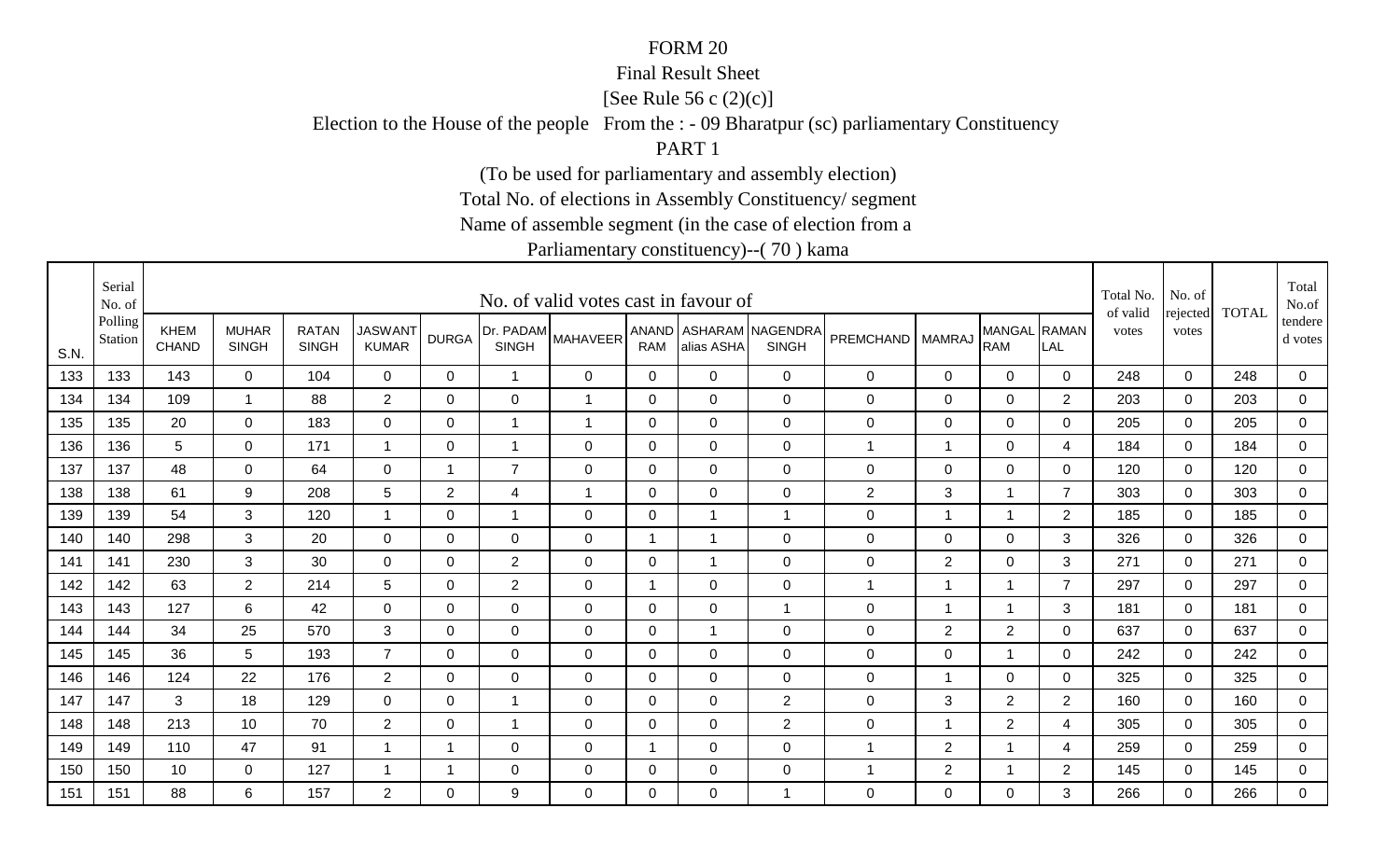FORM 20

Final Result Sheet

[See Rule 56 c (2)(c)]

Election to the House of the people From the : - 09 Bharatpur (sc) parliamentary Constituency

PART 1

(To be used for parliamentary and assembly election)

Total No. of elections in Assembly Constituency/ segment

Name of assemble segment (in the case of election from a

Parliamentary constituency)--( 70 ) kama

| S.N. | Serial No. of Polling Station | No. of valid votes cast in favour of | | | | | | | | | | | | | | Total No. of valid votes | No. of rejected votes | TOTAL | Total No.of tendered votes |
|---|---|---|---|---|---|---|---|---|---|---|---|---|---|---|---|---|---|---|---|
| | | KHEM CHAND | MUHAR SINGH | RATAN SINGH | JASWANT KUMAR | DURGA | Dr. PADAM SINGH | MAHAVEER | ANAND RAM | ASHARAM alias ASHA | NAGENDRA SINGH | PREMCHAND | MAMRAJ | MANGAL RAM | RAMAN LAL | | | | |
| 133 | 133 | 143 | 0 | 104 | 0 | 0 | 1 | 0 | 0 | 0 | 0 | 0 | 0 | 0 | 0 | 248 | 0 | 248 | 0 |
| 134 | 134 | 109 | 1 | 88 | 2 | 0 | 0 | 1 | 0 | 0 | 0 | 0 | 0 | 0 | 2 | 203 | 0 | 203 | 0 |
| 135 | 135 | 20 | 0 | 183 | 0 | 0 | 1 | 1 | 0 | 0 | 0 | 0 | 0 | 0 | 0 | 205 | 0 | 205 | 0 |
| 136 | 136 | 5 | 0 | 171 | 1 | 0 | 1 | 0 | 0 | 0 | 0 | 1 | 1 | 0 | 4 | 184 | 0 | 184 | 0 |
| 137 | 137 | 48 | 0 | 64 | 0 | 1 | 7 | 0 | 0 | 0 | 0 | 0 | 0 | 0 | 0 | 120 | 0 | 120 | 0 |
| 138 | 138 | 61 | 9 | 208 | 5 | 2 | 4 | 1 | 0 | 0 | 0 | 2 | 3 | 1 | 7 | 303 | 0 | 303 | 0 |
| 139 | 139 | 54 | 3 | 120 | 1 | 0 | 1 | 0 | 0 | 1 | 1 | 0 | 1 | 1 | 2 | 185 | 0 | 185 | 0 |
| 140 | 140 | 298 | 3 | 20 | 0 | 0 | 0 | 0 | 1 | 1 | 0 | 0 | 0 | 0 | 3 | 326 | 0 | 326 | 0 |
| 141 | 141 | 230 | 3 | 30 | 0 | 0 | 2 | 0 | 0 | 1 | 0 | 0 | 2 | 0 | 3 | 271 | 0 | 271 | 0 |
| 142 | 142 | 63 | 2 | 214 | 5 | 0 | 2 | 0 | 1 | 0 | 0 | 1 | 1 | 1 | 7 | 297 | 0 | 297 | 0 |
| 143 | 143 | 127 | 6 | 42 | 0 | 0 | 0 | 0 | 0 | 0 | 1 | 0 | 1 | 1 | 3 | 181 | 0 | 181 | 0 |
| 144 | 144 | 34 | 25 | 570 | 3 | 0 | 0 | 0 | 0 | 1 | 0 | 0 | 2 | 2 | 0 | 637 | 0 | 637 | 0 |
| 145 | 145 | 36 | 5 | 193 | 7 | 0 | 0 | 0 | 0 | 0 | 0 | 0 | 0 | 1 | 0 | 242 | 0 | 242 | 0 |
| 146 | 146 | 124 | 22 | 176 | 2 | 0 | 0 | 0 | 0 | 0 | 0 | 0 | 1 | 0 | 0 | 325 | 0 | 325 | 0 |
| 147 | 147 | 3 | 18 | 129 | 0 | 0 | 1 | 0 | 0 | 0 | 2 | 0 | 3 | 2 | 2 | 160 | 0 | 160 | 0 |
| 148 | 148 | 213 | 10 | 70 | 2 | 0 | 1 | 0 | 0 | 0 | 2 | 0 | 1 | 2 | 4 | 305 | 0 | 305 | 0 |
| 149 | 149 | 110 | 47 | 91 | 1 | 1 | 0 | 0 | 1 | 0 | 0 | 1 | 2 | 1 | 4 | 259 | 0 | 259 | 0 |
| 150 | 150 | 10 | 0 | 127 | 1 | 1 | 0 | 0 | 0 | 0 | 0 | 1 | 2 | 1 | 2 | 145 | 0 | 145 | 0 |
| 151 | 151 | 88 | 6 | 157 | 2 | 0 | 9 | 0 | 0 | 0 | 1 | 0 | 0 | 0 | 3 | 266 | 0 | 266 | 0 |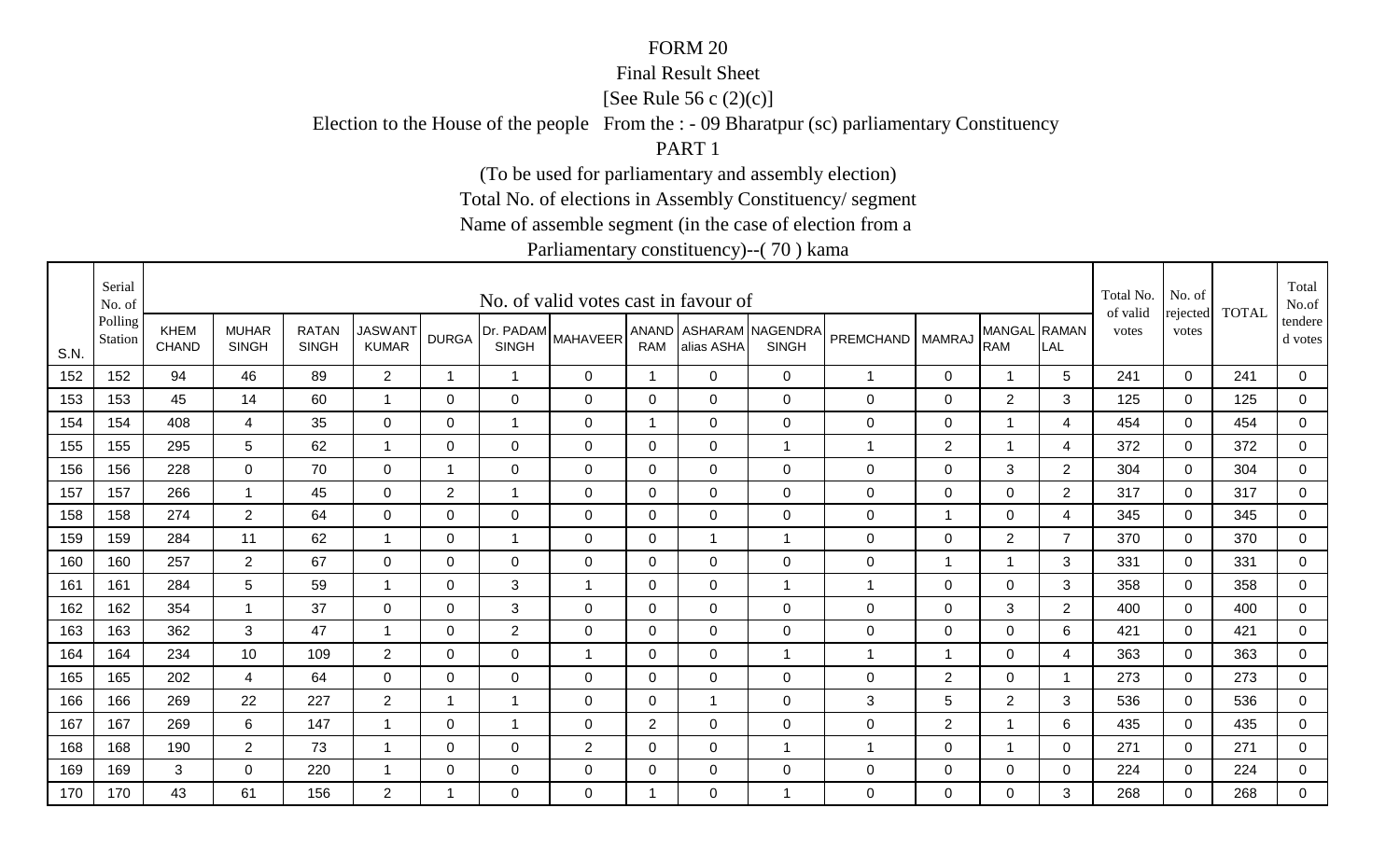FORM 20

Final Result Sheet

[See Rule 56 c (2)(c)]

Election to the House of the people From the : - 09 Bharatpur (sc) parliamentary Constituency

PART 1

(To be used for parliamentary and assembly election)

Total No. of elections in Assembly Constituency/ segment

Name of assemble segment (in the case of election from a

Parliamentary constituency)--( 70 ) kama

| S.N. | Serial No. of Polling Station | No. of valid votes cast in favour of | | | | | | | | | | | | | | Total No. of valid votes | No. of rejected votes | TOTAL | Total No.of tendered votes |
|---|---|---|---|---|---|---|---|---|---|---|---|---|---|---|---|---|---|---|---|
| | | KHEM CHAND | MUHAR SINGH | RATAN SINGH | JASWANT KUMAR | DURGA | Dr. PADAM SINGH | MAHAVEER | ANAND RAM | ASHARAM alias ASHA | NAGENDRA SINGH | PREMCHAND | MAMRAJ | MANGAL RAM | RAMAN LAL | | | | |
| 152 | 152 | 94 | 46 | 89 | 2 | 1 | 1 | 0 | 1 | 0 | 0 | 1 | 0 | 1 | 5 | 241 | 0 | 241 | 0 |
| 153 | 153 | 45 | 14 | 60 | 1 | 0 | 0 | 0 | 0 | 0 | 0 | 0 | 0 | 2 | 3 | 125 | 0 | 125 | 0 |
| 154 | 154 | 408 | 4 | 35 | 0 | 0 | 1 | 0 | 1 | 0 | 0 | 0 | 0 | 1 | 4 | 454 | 0 | 454 | 0 |
| 155 | 155 | 295 | 5 | 62 | 1 | 0 | 0 | 0 | 0 | 0 | 1 | 1 | 2 | 1 | 4 | 372 | 0 | 372 | 0 |
| 156 | 156 | 228 | 0 | 70 | 0 | 1 | 0 | 0 | 0 | 0 | 0 | 0 | 0 | 3 | 2 | 304 | 0 | 304 | 0 |
| 157 | 157 | 266 | 1 | 45 | 0 | 2 | 1 | 0 | 0 | 0 | 0 | 0 | 0 | 0 | 2 | 317 | 0 | 317 | 0 |
| 158 | 158 | 274 | 2 | 64 | 0 | 0 | 0 | 0 | 0 | 0 | 0 | 0 | 1 | 0 | 4 | 345 | 0 | 345 | 0 |
| 159 | 159 | 284 | 11 | 62 | 1 | 0 | 1 | 0 | 0 | 1 | 1 | 0 | 0 | 2 | 7 | 370 | 0 | 370 | 0 |
| 160 | 160 | 257 | 2 | 67 | 0 | 0 | 0 | 0 | 0 | 0 | 0 | 0 | 1 | 1 | 3 | 331 | 0 | 331 | 0 |
| 161 | 161 | 284 | 5 | 59 | 1 | 0 | 3 | 1 | 0 | 0 | 1 | 1 | 0 | 0 | 3 | 358 | 0 | 358 | 0 |
| 162 | 162 | 354 | 1 | 37 | 0 | 0 | 3 | 0 | 0 | 0 | 0 | 0 | 0 | 3 | 2 | 400 | 0 | 400 | 0 |
| 163 | 163 | 362 | 3 | 47 | 1 | 0 | 2 | 0 | 0 | 0 | 0 | 0 | 0 | 0 | 6 | 421 | 0 | 421 | 0 |
| 164 | 164 | 234 | 10 | 109 | 2 | 0 | 0 | 1 | 0 | 0 | 1 | 1 | 1 | 0 | 4 | 363 | 0 | 363 | 0 |
| 165 | 165 | 202 | 4 | 64 | 0 | 0 | 0 | 0 | 0 | 0 | 0 | 0 | 2 | 0 | 1 | 273 | 0 | 273 | 0 |
| 166 | 166 | 269 | 22 | 227 | 2 | 1 | 1 | 0 | 0 | 1 | 0 | 3 | 5 | 2 | 3 | 536 | 0 | 536 | 0 |
| 167 | 167 | 269 | 6 | 147 | 1 | 0 | 1 | 0 | 2 | 0 | 0 | 0 | 2 | 1 | 6 | 435 | 0 | 435 | 0 |
| 168 | 168 | 190 | 2 | 73 | 1 | 0 | 0 | 2 | 0 | 0 | 1 | 1 | 0 | 1 | 0 | 271 | 0 | 271 | 0 |
| 169 | 169 | 3 | 0 | 220 | 1 | 0 | 0 | 0 | 0 | 0 | 0 | 0 | 0 | 0 | 0 | 224 | 0 | 224 | 0 |
| 170 | 170 | 43 | 61 | 156 | 2 | 1 | 0 | 0 | 1 | 0 | 1 | 0 | 0 | 0 | 3 | 268 | 0 | 268 | 0 |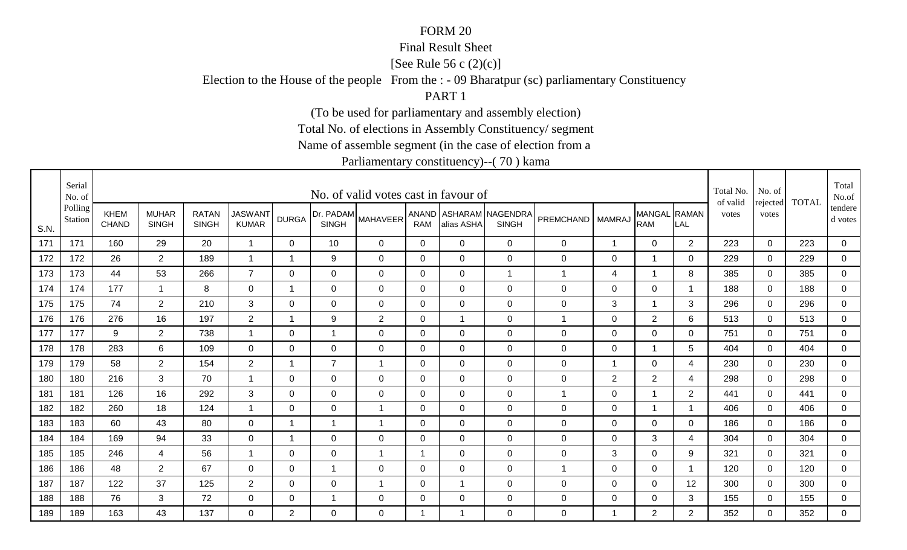FORM 20

Final Result Sheet

[See Rule 56 c (2)(c)]

Election to the House of the people From the : - 09 Bharatpur (sc) parliamentary Constituency

PART 1

(To be used for parliamentary and assembly election)

Total No. of elections in Assembly Constituency/ segment

Name of assemble segment (in the case of election from a

Parliamentary constituency)--( 70 ) kama

| S.N. | Serial No. of Polling Station | No. of valid votes cast in favour of | | | | | | | | | | | | | | Total No. of valid votes | No. of rejected votes | TOTAL | Total No.of tendered votes |
|---|---|---|---|---|---|---|---|---|---|---|---|---|---|---|---|---|---|---|---|
| | | KHEM CHAND | MUHAR SINGH | RATAN SINGH | JASWANT KUMAR | DURGA | Dr. PADAM SINGH | MAHAVEER | ANAND RAM | ASHARAM alias ASHA | NAGENDRA SINGH | PREMCHAND | MAMRAJ | MANGAL RAM | RAMAN LAL | | | | |
| 171 | 171 | 160 | 29 | 20 | 1 | 0 | 10 | 0 | 0 | 0 | 0 | 0 | 1 | 0 | 2 | 223 | 0 | 223 | 0 |
| 172 | 172 | 26 | 2 | 189 | 1 | 1 | 9 | 0 | 0 | 0 | 0 | 0 | 0 | 1 | 0 | 229 | 0 | 229 | 0 |
| 173 | 173 | 44 | 53 | 266 | 7 | 0 | 0 | 0 | 0 | 0 | 1 | 1 | 4 | 1 | 8 | 385 | 0 | 385 | 0 |
| 174 | 174 | 177 | 1 | 8 | 0 | 1 | 0 | 0 | 0 | 0 | 0 | 0 | 0 | 0 | 1 | 188 | 0 | 188 | 0 |
| 175 | 175 | 74 | 2 | 210 | 3 | 0 | 0 | 0 | 0 | 0 | 0 | 0 | 3 | 1 | 3 | 296 | 0 | 296 | 0 |
| 176 | 176 | 276 | 16 | 197 | 2 | 1 | 9 | 2 | 0 | 1 | 0 | 1 | 0 | 2 | 6 | 513 | 0 | 513 | 0 |
| 177 | 177 | 9 | 2 | 738 | 1 | 0 | 1 | 0 | 0 | 0 | 0 | 0 | 0 | 0 | 0 | 751 | 0 | 751 | 0 |
| 178 | 178 | 283 | 6 | 109 | 0 | 0 | 0 | 0 | 0 | 0 | 0 | 0 | 0 | 1 | 5 | 404 | 0 | 404 | 0 |
| 179 | 179 | 58 | 2 | 154 | 2 | 1 | 7 | 1 | 0 | 0 | 0 | 0 | 1 | 0 | 4 | 230 | 0 | 230 | 0 |
| 180 | 180 | 216 | 3 | 70 | 1 | 0 | 0 | 0 | 0 | 0 | 0 | 0 | 2 | 2 | 4 | 298 | 0 | 298 | 0 |
| 181 | 181 | 126 | 16 | 292 | 3 | 0 | 0 | 0 | 0 | 0 | 0 | 1 | 0 | 1 | 2 | 441 | 0 | 441 | 0 |
| 182 | 182 | 260 | 18 | 124 | 1 | 0 | 0 | 1 | 0 | 0 | 0 | 0 | 0 | 1 | 1 | 406 | 0 | 406 | 0 |
| 183 | 183 | 60 | 43 | 80 | 0 | 1 | 1 | 1 | 0 | 0 | 0 | 0 | 0 | 0 | 0 | 186 | 0 | 186 | 0 |
| 184 | 184 | 169 | 94 | 33 | 0 | 1 | 0 | 0 | 0 | 0 | 0 | 0 | 0 | 3 | 4 | 304 | 0 | 304 | 0 |
| 185 | 185 | 246 | 4 | 56 | 1 | 0 | 0 | 1 | 1 | 0 | 0 | 0 | 3 | 0 | 9 | 321 | 0 | 321 | 0 |
| 186 | 186 | 48 | 2 | 67 | 0 | 0 | 1 | 0 | 0 | 0 | 0 | 1 | 0 | 0 | 1 | 120 | 0 | 120 | 0 |
| 187 | 187 | 122 | 37 | 125 | 2 | 0 | 0 | 1 | 0 | 1 | 0 | 0 | 0 | 0 | 12 | 300 | 0 | 300 | 0 |
| 188 | 188 | 76 | 3 | 72 | 0 | 0 | 1 | 0 | 0 | 0 | 0 | 0 | 0 | 0 | 3 | 155 | 0 | 155 | 0 |
| 189 | 189 | 163 | 43 | 137 | 0 | 2 | 0 | 0 | 1 | 1 | 0 | 0 | 1 | 2 | 2 | 352 | 0 | 352 | 0 |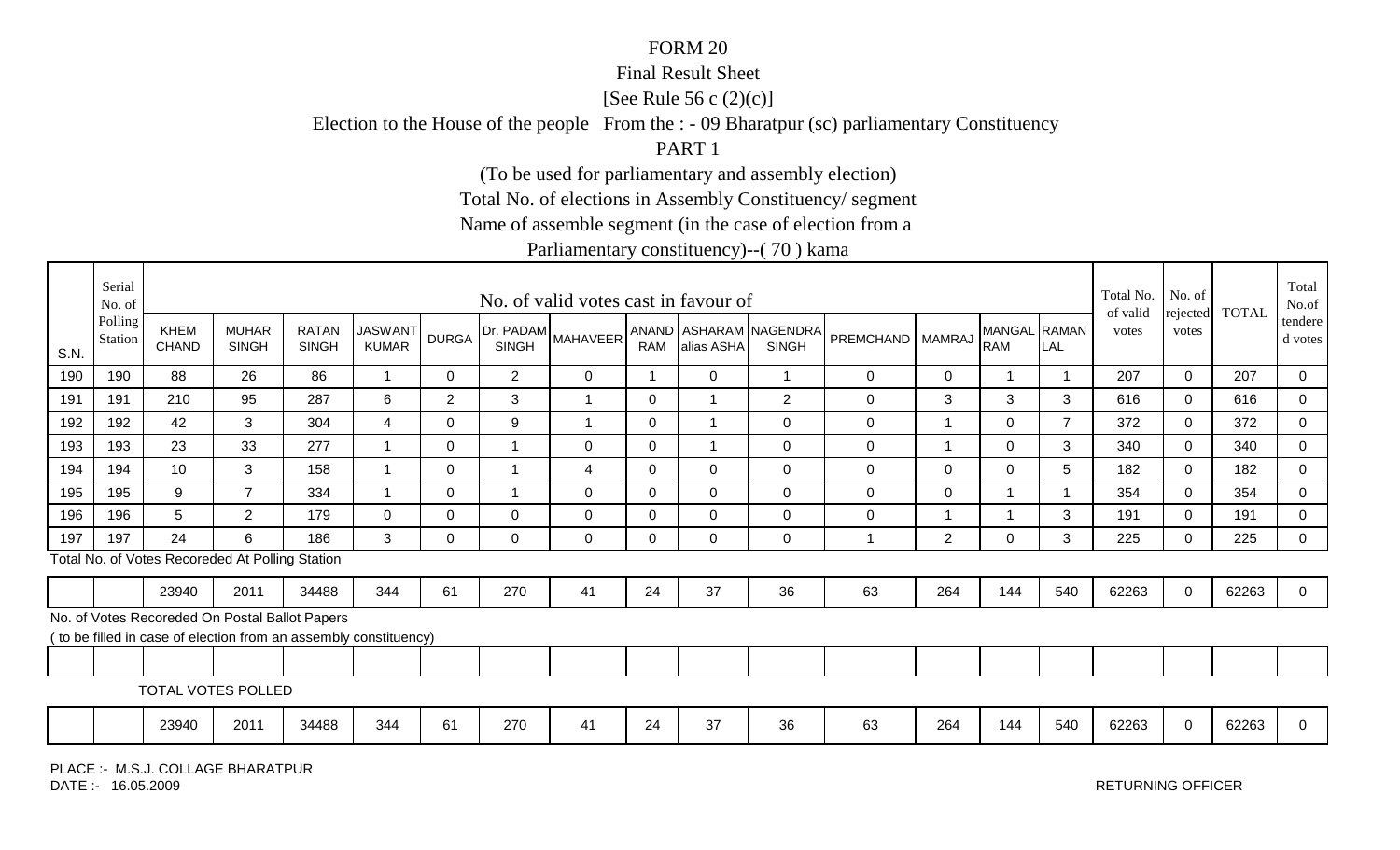FORM 20

Final Result Sheet

[See Rule 56 c (2)(c)]

Election to the House of the people From the : - 09 Bharatpur (sc) parliamentary Constituency

PART 1

(To be used for parliamentary and assembly election)

Total No. of elections in Assembly Constituency/ segment

Name of assemble segment (in the case of election from a

Parliamentary constituency)--( 70 ) kama

| S.N. | Serial No. of Polling Station | No. of valid votes cast in favour of | | | | | | | | | | | | | | Total No. of valid votes | No. of rejected votes | TOTAL | Total No.of tendered votes |
|---|---|---|---|---|---|---|---|---|---|---|---|---|---|---|---|---|---|---|---|
| | | KHEM CHAND | MUHAR SINGH | RATAN SINGH | JASWANT KUMAR | DURGA | Dr. PADAM SINGH | MAHAVEER | ANAND RAM | ASHARAM alias ASHA | NAGENDRA SINGH | PREMCHAND | MAMRAJ | MANGAL RAM | RAMAN LAL | | | | |
| 190 | 190 | 88 | 26 | 86 | 1 | 0 | 2 | 0 | 1 | 0 | 1 | 0 | 0 | 1 | 1 | 207 | 0 | 207 | 0 |
| 191 | 191 | 210 | 95 | 287 | 6 | 2 | 3 | 1 | 0 | 1 | 2 | 0 | 3 | 3 | 3 | 616 | 0 | 616 | 0 |
| 192 | 192 | 42 | 3 | 304 | 4 | 0 | 9 | 1 | 0 | 1 | 0 | 0 | 1 | 0 | 7 | 372 | 0 | 372 | 0 |
| 193 | 193 | 23 | 33 | 277 | 1 | 0 | 1 | 0 | 0 | 1 | 0 | 0 | 1 | 0 | 3 | 340 | 0 | 340 | 0 |
| 194 | 194 | 10 | 3 | 158 | 1 | 0 | 1 | 4 | 0 | 0 | 0 | 0 | 0 | 0 | 5 | 182 | 0 | 182 | 0 |
| 195 | 195 | 9 | 7 | 334 | 1 | 0 | 1 | 0 | 0 | 0 | 0 | 0 | 0 | 1 | 1 | 354 | 0 | 354 | 0 |
| 196 | 196 | 5 | 2 | 179 | 0 | 0 | 0 | 0 | 0 | 0 | 0 | 0 | 1 | 1 | 3 | 191 | 0 | 191 | 0 |
| 197 | 197 | 24 | 6 | 186 | 3 | 0 | 0 | 0 | 0 | 0 | 0 | 1 | 2 | 0 | 3 | 225 | 0 | 225 | 0 |
| Total No. of Votes Recoreded At Polling Station | | | | | | | | | | | | | | | | | | | |
| | | 23940 | 2011 | 34488 | 344 | 61 | 270 | 41 | 24 | 37 | 36 | 63 | 264 | 144 | 540 | 62263 | 0 | 62263 | 0 |
| No. of Votes Recoreded On Postal Ballot Papers ( to be filled in case of election from an assembly constituency) | | | | | | | | | | | | | | | | | | | |
| | | | | | | | | | | | | | | | | | | | |
| TOTAL VOTES POLLED | | | | | | | | | | | | | | | | | | | |
| | | 23940 | 2011 | 34488 | 344 | 61 | 270 | 41 | 24 | 37 | 36 | 63 | 264 | 144 | 540 | 62263 | 0 | 62263 | 0 |

PLACE :- M.S.J. COLLAGE BHARATPUR

DATE :- 16.05.2009

RETURNING OFFICER